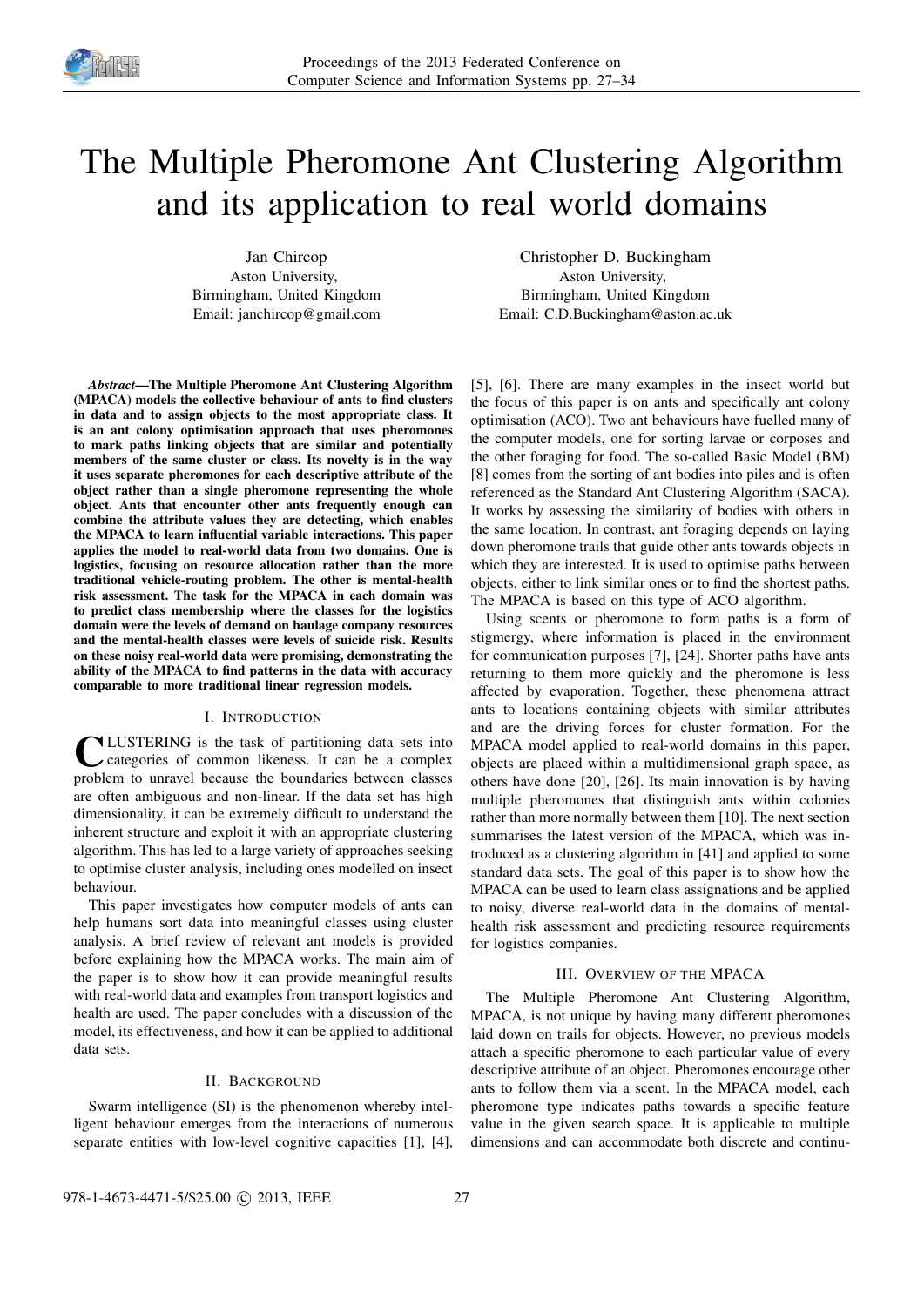# The Multiple Pheromone Ant Clustering Algorithm and its application to real world domains

Jan Chircop
Aston University,
Birmingham, United Kingdom
Email: janchircop@gmail.com

Christopher D. Buckingham
Aston University,
Birmingham, United Kingdom
Email: C.D.Buckingham@aston.ac.uk

***Abstract*—The Multiple Pheromone Ant Clustering Algorithm (MPACA) models the collective behaviour of ants to find clusters in data and to assign objects to the most appropriate class. It is an ant colony optimisation approach that uses pheromones to mark paths linking objects that are similar and potentially members of the same cluster or class. Its novelty is in the way it uses separate pheromones for each descriptive attribute of the object rather than a single pheromone representing the whole object. Ants that encounter other ants frequently enough can combine the attribute values they are detecting, which enables the MPACA to learn influential variable interactions. This paper applies the model to real-world data from two domains. One is logistics, focusing on resource allocation rather than the more traditional vehicle-routing problem. The other is mental-health risk assessment. The task for the MPACA in each domain was to predict class membership where the classes for the logistics domain were the levels of demand on haulage company resources and the mental-health classes were levels of suicide risk. Results on these noisy real-world data were promising, demonstrating the ability of the MPACA to find patterns in the data with accuracy comparable to more traditional linear regression models.**

## I. Introduction

Clustering is the task of partitioning data sets into categories of common likeness. It can be a complex problem to unravel because the boundaries between classes are often ambiguous and non-linear. If the data set has high dimensionality, it can be extremely difficult to understand the inherent structure and exploit it with an appropriate clustering algorithm. This has led to a large variety of approaches seeking to optimise cluster analysis, including ones modelled on insect behaviour.

This paper investigates how computer models of ants can help humans sort data into meaningful classes using cluster analysis. A brief review of relevant ant models is provided before explaining how the MPACA works. The main aim of the paper is to show how it can provide meaningful results with real-world data and examples from transport logistics and health are used. The paper concludes with a discussion of the model, its effectiveness, and how it can be applied to additional data sets.

## II. Background

Swarm intelligence (SI) is the phenomenon whereby intelligent behaviour emerges from the interactions of numerous separate entities with low-level cognitive capacities [1], [4], [5], [6]. There are many examples in the insect world but the focus of this paper is on ants and specifically ant colony optimisation (ACO). Two ant behaviours have fuelled many of the computer models, one for sorting larvae or corposes and the other foraging for food. The so-called Basic Model (BM) [8] comes from the sorting of ant bodies into piles and is often referenced as the Standard Ant Clustering Algorithm (SACA). It works by assessing the similarity of bodies with others in the same location. In contrast, ant foraging depends on laying down pheromone trails that guide other ants towards objects in which they are interested. It is used to optimise paths between objects, either to link similar ones or to find the shortest paths. The MPACA is based on this type of ACO algorithm.

Using scents or pheromone to form paths is a form of stigmergy, where information is placed in the environment for communication purposes [7], [24]. Shorter paths have ants returning to them more quickly and the pheromone is less affected by evaporation. Together, these phenomena attract ants to locations containing objects with similar attributes and are the driving forces for cluster formation. For the MPACA model applied to real-world domains in this paper, objects are placed within a multidimensional graph space, as others have done [20], [26]. Its main innovation is by having multiple pheromones that distinguish ants within colonies rather than more normally between them [10]. The next section summarises the latest version of the MPACA, which was introduced as a clustering algorithm in [41] and applied to some standard data sets. The goal of this paper is to show how the MPACA can be used to learn class assignations and be applied to noisy, diverse real-world data in the domains of mental-health risk assessment and predicting resource requirements for logistics companies.

## III. Overview of the MPACA

The Multiple Pheromone Ant Clustering Algorithm, MPACA, is not unique by having many different pheromones laid down on trails for objects. However, no previous models attach a specific pheromone to each particular value of every descriptive attribute of an object. Pheromones encourage other ants to follow them via a scent. In the MPACA model, each pheromone type indicates paths towards a specific feature value in the given search space. It is applicable to multiple dimensions and can accommodate both discrete and continu-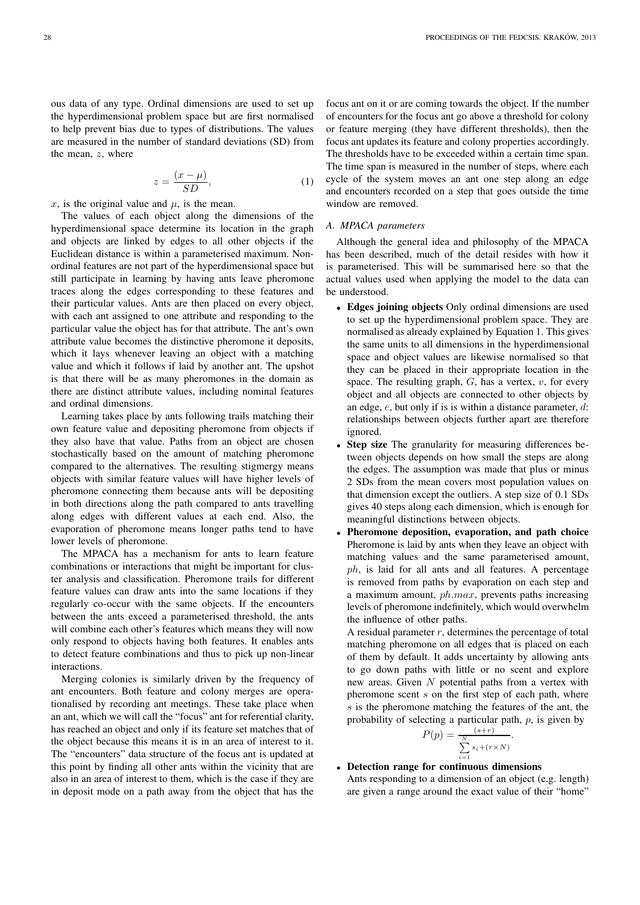ous data of any type. Ordinal dimensions are used to set up the hyperdimensional problem space but are first normalised to help prevent bias due to types of distributions. The values are measured in the number of standard deviations (SD) from the mean, $z$, where

$$z = \frac{(x - \mu)}{SD}, \tag{1}$$

$x$, is the original value and $\mu$, is the mean.

The values of each object along the dimensions of the hyperdimensional space determine its location in the graph and objects are linked by edges to all other objects if the Euclidean distance is within a parameterised maximum. Non-ordinal features are not part of the hyperdimensional space but still participate in learning by having ants leave pheromone traces along the edges corresponding to these features and their particular values. Ants are then placed on every object, with each ant assigned to one attribute and responding to the particular value the object has for that attribute. The ant's own attribute value becomes the distinctive pheromone it deposits, which it lays whenever leaving an object with a matching value and which it follows if laid by another ant. The upshot is that there will be as many pheromones in the domain as there are distinct attribute values, including nominal features and ordinal dimensions.

Learning takes place by ants following trails matching their own feature value and depositing pheromone from objects if they also have that value. Paths from an object are chosen stochastically based on the amount of matching pheromone compared to the alternatives. The resulting stigmergy means objects with similar feature values will have higher levels of pheromone connecting them because ants will be depositing in both directions along the path compared to ants travelling along edges with different values at each end. Also, the evaporation of pheromone means longer paths tend to have lower levels of pheromone.

The MPACA has a mechanism for ants to learn feature combinations or interactions that might be important for cluster analysis and classification. Pheromone trails for different feature values can draw ants into the same locations if they regularly co-occur with the same objects. If the encounters between the ants exceed a parameterised threshold, the ants will combine each other's features which means they will now only respond to objects having both features. It enables ants to detect feature combinations and thus to pick up non-linear interactions.

Merging colonies is similarly driven by the frequency of ant encounters. Both feature and colony merges are operationalised by recording ant meetings. These take place when an ant, which we will call the "focus" ant for referential clarity, has reached an object and only if its feature set matches that of the object because this means it is in an area of interest to it. The "encounters" data structure of the focus ant is updated at this point by finding all other ants within the vicinity that are also in an area of interest to them, which is the case if they are in deposit mode on a path away from the object that has the focus ant on it or are coming towards the object. If the number of encounters for the focus ant go above a threshold for colony or feature merging (they have different thresholds), then the focus ant updates its feature and colony properties accordingly. The thresholds have to be exceeded within a certain time span. The time span is measured in the number of steps, where each cycle of the system moves an ant one step along an edge and encounters recorded on a step that goes outside the time window are removed.

### *A. MPACA parameters*

Although the general idea and philosophy of the MPACA has been described, much of the detail resides with how it is parameterised. This will be summarised here so that the actual values used when applying the model to the data can be understood.

- **Edges joining objects** Only ordinal dimensions are used to set up the hyperdimensional problem space. They are normalised as already explained by Equation 1. This gives the same units to all dimensions in the hyperdimensional space and object values are likewise normalised so that they can be placed in their appropriate location in the space. The resulting graph, $G$, has a vertex, $v$, for every object and all objects are connected to other objects by an edge, $e$, but only if is is within a distance parameter, $d$: relationships between objects further apart are therefore ignored.
- **Step size** The granularity for measuring differences between objects depends on how small the steps are along the edges. The assumption was made that plus or minus 2 SDs from the mean covers most population values on that dimension except the outliers. A step size of 0.1 SDs gives 40 steps along each dimension, which is enough for meaningful distinctions between objects.
- **Pheromone deposition, evaporation, and path choice** Pheromone is laid by ants when they leave an object with matching values and the same parameterised amount, $ph$, is laid for all ants and all features. A percentage is removed from paths by evaporation on each step and a maximum amount, $ph.max$, prevents paths increasing levels of pheromone indefinitely, which would overwhelm the influence of other paths.

  A residual parameter $r$, determines the percentage of total matching pheromone on all edges that is placed on each of them by default. It adds uncertainty by allowing ants to go down paths with little or no scent and explore new areas. Given $N$ potential paths from a vertex with pheromone scent $s$ on the first step of each path, where $s$ is the pheromone matching the features of the ant, the probability of selecting a particular path, $p$, is given by

  $$P(p) = \frac{(s+r)}{\sum_{i=1}^{N} s_i + (r \times N)}.$$

- **Detection range for continuous dimensions** Ants responding to a dimension of an object (e.g. length) are given a range around the exact value of their "home"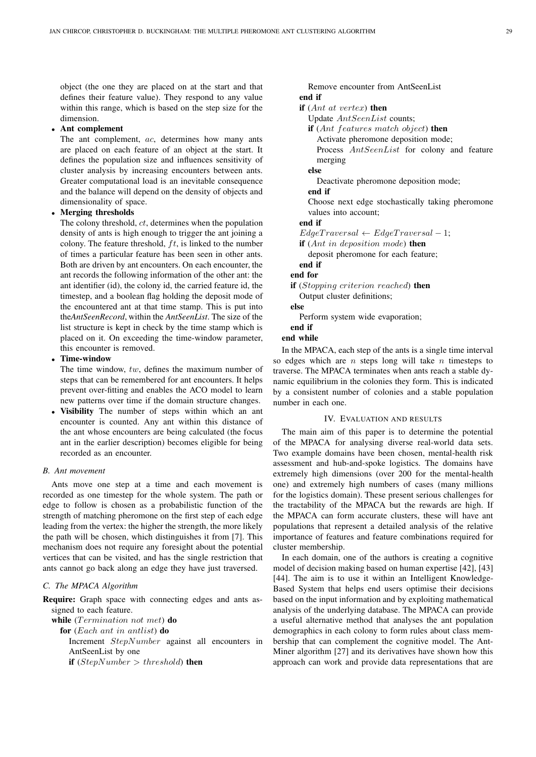object (the one they are placed on at the start and that defines their feature value). They respond to any value within this range, which is based on the step size for the dimension.

- **Ant complement**
  The ant complement, $ac$, determines how many ants are placed on each feature of an object at the start. It defines the population size and influences sensitivity of cluster analysis by increasing encounters between ants. Greater computational load is an inevitable consequence and the balance will depend on the density of objects and dimensionality of space.
- **Merging thresholds**
  The colony threshold, $ct$, determines when the population density of ants is high enough to trigger the ant joining a colony. The feature threshold, $ft$, is linked to the number of times a particular feature has been seen in other ants. Both are driven by ant encounters. On each encounter, the ant records the following information of the other ant: the ant identifier (id), the colony id, the carried feature id, the timestep, and a boolean flag holding the deposit mode of the encountered ant at that time stamp. This is put into the*AntSeenRecord*, within the *AntSeenList*. The size of the list structure is kept in check by the time stamp which is placed on it. On exceeding the time-window parameter, this encounter is removed.
- **Time-window**
  The time window, $tw$, defines the maximum number of steps that can be remembered for ant encounters. It helps prevent over-fitting and enables the ACO model to learn new patterns over time if the domain structure changes.
- **Visibility** The number of steps within which an ant encounter is counted. Any ant within this distance of the ant whose encounters are being calculated (the focus ant in the earlier description) becomes eligible for being recorded as an encounter.

### B. Ant movement

Ants move one step at a time and each movement is recorded as one timestep for the whole system. The path or edge to follow is chosen as a probabilistic function of the strength of matching pheromone on the first step of each edge leading from the vertex: the higher the strength, the more likely the path will be chosen, which distinguishes it from [7]. This mechanism does not require any foresight about the potential vertices that can be visited, and has the single restriction that ants cannot go back along an edge they have just traversed.

### C. The MPACA Algorithm

**Require:** Graph space with connecting edges and ants assigned to each feature.

```
while (Termination not met) do
  for (Each ant in antlist) do
    Increment StepNumber against all encounters in AntSeenList by one
    if (StepNumber > threshold) then
      Remove encounter from AntSeenList
    end if
    if (Ant at vertex) then
      Update AntSeenList counts;
      if (Ant features match object) then
        Activate pheromone deposition mode;
        Process AntSeenList for colony and feature merging
      else
        Deactivate pheromone deposition mode;
      end if
      Choose next edge stochastically taking pheromone values into account;
    end if
    EdgeTraversal ← EdgeTraversal − 1;
    if (Ant in deposition mode) then
      deposit pheromone for each feature;
    end if
  end for
  if (Stopping criterion reached) then
    Output cluster definitions;
  else
    Perform system wide evaporation;
  end if
end while
```

In the MPACA, each step of the ants is a single time interval so edges which are $n$ steps long will take $n$ timesteps to traverse. The MPACA terminates when ants reach a stable dynamic equilibrium in the colonies they form. This is indicated by a consistent number of colonies and a stable population number in each one.

## IV. Evaluation and results

The main aim of this paper is to determine the potential of the MPACA for analysing diverse real-world data sets. Two example domains have been chosen, mental-health risk assessment and hub-and-spoke logistics. The domains have extremely high dimensions (over 200 for the mental-health one) and extremely high numbers of cases (many millions for the logistics domain). These present serious challenges for the tractability of the MPACA but the rewards are high. If the MPACA can form accurate clusters, these will have ant populations that represent a detailed analysis of the relative importance of features and feature combinations required for cluster membership.

In each domain, one of the authors is creating a cognitive model of decision making based on human expertise [42], [43] [44]. The aim is to use it within an Intelligent Knowledge-Based System that helps end users optimise their decisions based on the input information and by exploiting mathematical analysis of the underlying database. The MPACA can provide a useful alternative method that analyses the ant population demographics in each colony to form rules about class membership that can complement the cognitive model. The Ant-Miner algorithm [27] and its derivatives have shown how this approach can work and provide data representations that are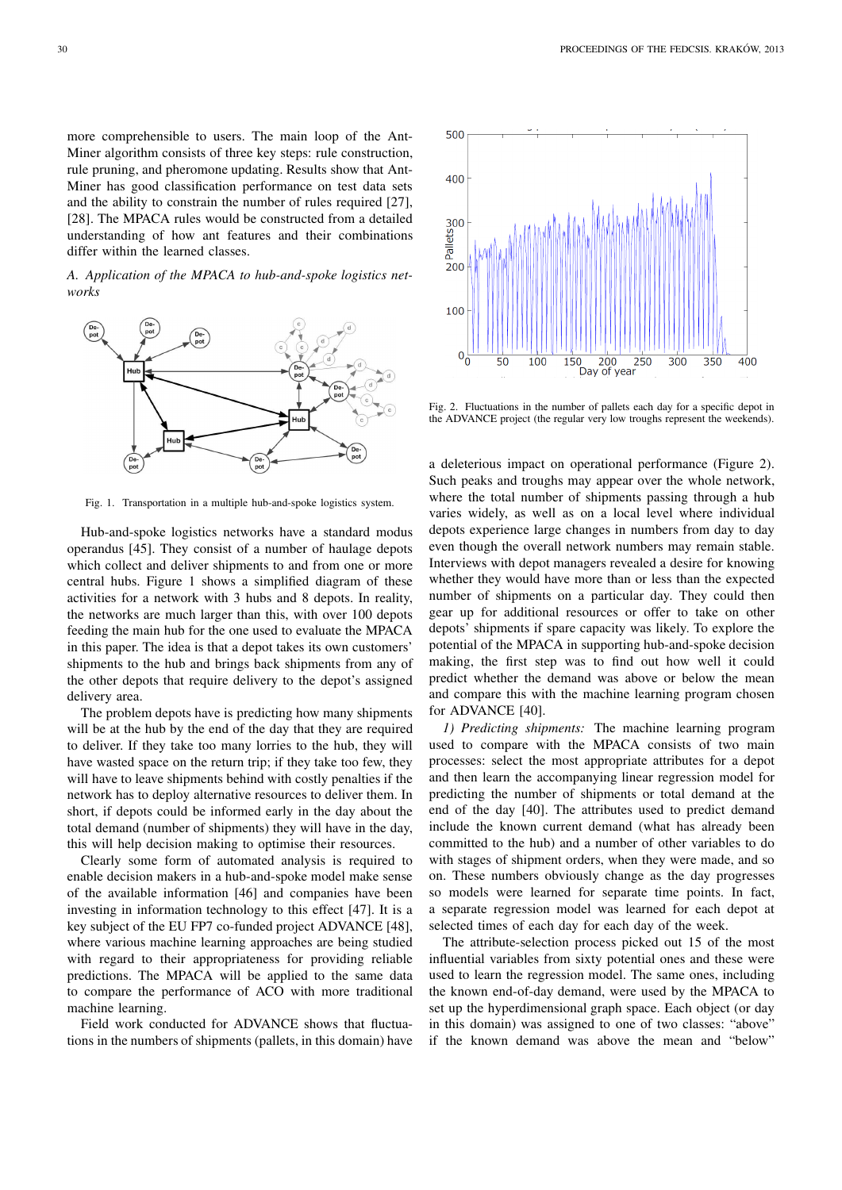more comprehensible to users. The main loop of the Ant-Miner algorithm consists of three key steps: rule construction, rule pruning, and pheromone updating. Results show that Ant-Miner has good classification performance on test data sets and the ability to constrain the number of rules required [27], [28]. The MPACA rules would be constructed from a detailed understanding of how ant features and their combinations differ within the learned classes.

### *A. Application of the MPACA to hub-and-spoke logistics networks*

Fig. 1. Transportation in a multiple hub-and-spoke logistics system.

Hub-and-spoke logistics networks have a standard modus operandus [45]. They consist of a number of haulage depots which collect and deliver shipments to and from one or more central hubs. Figure 1 shows a simplified diagram of these activities for a network with 3 hubs and 8 depots. In reality, the networks are much larger than this, with over 100 depots feeding the main hub for the one used to evaluate the MPACA in this paper. The idea is that a depot takes its own customers' shipments to the hub and brings back shipments from any of the other depots that require delivery to the depot's assigned delivery area.

The problem depots have is predicting how many shipments will be at the hub by the end of the day that they are required to deliver. If they take too many lorries to the hub, they will have wasted space on the return trip; if they take too few, they will have to leave shipments behind with costly penalties if the network has to deploy alternative resources to deliver them. In short, if depots could be informed early in the day about the total demand (number of shipments) they will have in the day, this will help decision making to optimise their resources.

Clearly some form of automated analysis is required to enable decision makers in a hub-and-spoke model make sense of the available information [46] and companies have been investing in information technology to this effect [47]. It is a key subject of the EU FP7 co-funded project ADVANCE [48], where various machine learning approaches are being studied with regard to their appropriateness for providing reliable predictions. The MPACA will be applied to the same data to compare the performance of ACO with more traditional machine learning.

Field work conducted for ADVANCE shows that fluctuations in the numbers of shipments (pallets, in this domain) have a deleterious impact on operational performance (Figure 2). Such peaks and troughs may appear over the whole network, where the total number of shipments passing through a hub varies widely, as well as on a local level where individual depots experience large changes in numbers from day to day even though the overall network numbers may remain stable. Interviews with depot managers revealed a desire for knowing whether they would have more than or less than the expected number of shipments on a particular day. They could then gear up for additional resources or offer to take on other depots' shipments if spare capacity was likely. To explore the potential of the MPACA in supporting hub-and-spoke decision making, the first step was to find out how well it could predict whether the demand was above or below the mean and compare this with the machine learning program chosen for ADVANCE [40].

Fig. 2. Fluctuations in the number of pallets each day for a specific depot in the ADVANCE project (the regular very low troughs represent the weekends).

#### *1) Predicting shipments:*

The machine learning program used to compare with the MPACA consists of two main processes: select the most appropriate attributes for a depot and then learn the accompanying linear regression model for predicting the number of shipments or total demand at the end of the day [40]. The attributes used to predict demand include the known current demand (what has already been committed to the hub) and a number of other variables to do with stages of shipment orders, when they were made, and so on. These numbers obviously change as the day progresses so models were learned for separate time points. In fact, a separate regression model was learned for each depot at selected times of each day for each day of the week.

The attribute-selection process picked out 15 of the most influential variables from sixty potential ones and these were used to learn the regression model. The same ones, including the known end-of-day demand, were used by the MPACA to set up the hyperdimensional graph space. Each object (or day in this domain) was assigned to one of two classes: "above" if the known demand was above the mean and "below"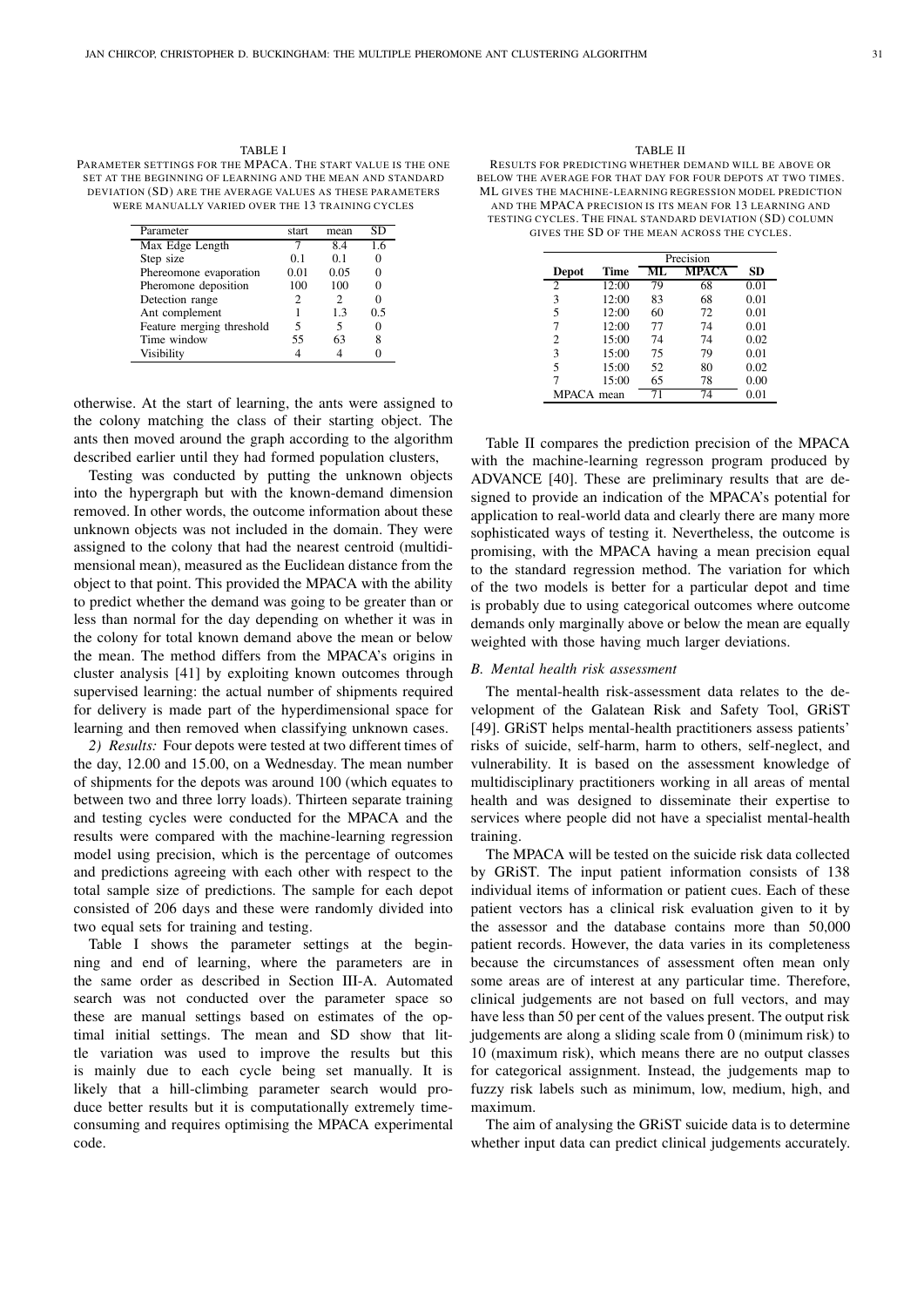TABLE I

PARAMETER SETTINGS FOR THE MPACA. THE START VALUE IS THE ONE SET AT THE BEGINNING OF LEARNING AND THE MEAN AND STANDARD DEVIATION (SD) ARE THE AVERAGE VALUES AS THESE PARAMETERS WERE MANUALLY VARIED OVER THE 13 TRAINING CYCLES

| Parameter | start | mean | SD |
|---|---|---|---|
| Max Edge Length | 7 | 8.4 | 1.6 |
| Step size | 0.1 | 0.1 | 0 |
| Phereomone evaporation | 0.01 | 0.05 | 0 |
| Pheromone deposition | 100 | 100 | 0 |
| Detection range | 2 | 2 | 0 |
| Ant complement | 1 | 1.3 | 0.5 |
| Feature merging threshold | 5 | 5 | 0 |
| Time window | 55 | 63 | 8 |
| Visibility | 4 | 4 | 0 |

otherwise. At the start of learning, the ants were assigned to the colony matching the class of their starting object. The ants then moved around the graph according to the algorithm described earlier until they had formed population clusters,

Testing was conducted by putting the unknown objects into the hypergraph but with the known-demand dimension removed. In other words, the outcome information about these unknown objects was not included in the domain. They were assigned to the colony that had the nearest centroid (multidimensional mean), measured as the Euclidean distance from the object to that point. This provided the MPACA with the ability to predict whether the demand was going to be greater than or less than normal for the day depending on whether it was in the colony for total known demand above the mean or below the mean. The method differs from the MPACA's origins in cluster analysis [41] by exploiting known outcomes through supervised learning: the actual number of shipments required for delivery is made part of the hyperdimensional space for learning and then removed when classifying unknown cases.

*2) Results:* Four depots were tested at two different times of the day, 12.00 and 15.00, on a Wednesday. The mean number of shipments for the depots was around 100 (which equates to between two and three lorry loads). Thirteen separate training and testing cycles were conducted for the MPACA and the results were compared with the machine-learning regression model using precision, which is the percentage of outcomes and predictions agreeing with each other with respect to the total sample size of predictions. The sample for each depot consisted of 206 days and these were randomly divided into two equal sets for training and testing.

Table I shows the parameter settings at the beginning and end of learning, where the parameters are in the same order as described in Section III-A. Automated search was not conducted over the parameter space so these are manual settings based on estimates of the optimal initial settings. The mean and SD show that little variation was used to improve the results but this is mainly due to each cycle being set manually. It is likely that a hill-climbing parameter search would produce better results but it is computationally extremely time-consuming and requires optimising the MPACA experimental code.

TABLE II

RESULTS FOR PREDICTING WHETHER DEMAND WILL BE ABOVE OR BELOW THE AVERAGE FOR THAT DAY FOR FOUR DEPOTS AT TWO TIMES. ML GIVES THE MACHINE-LEARNING REGRESSION MODEL PREDICTION AND THE MPACA PRECISION IS ITS MEAN FOR 13 LEARNING AND TESTING CYCLES. THE FINAL STANDARD DEVIATION (SD) COLUMN GIVES THE SD OF THE MEAN ACROSS THE CYCLES.

| | | Precision | | |
|---|---|---|---|---|
| **Depot** | **Time** | **ML** | **MPACA** | **SD** |
| 2 | 12:00 | 79 | 68 | 0.01 |
| 3 | 12:00 | 83 | 68 | 0.01 |
| 5 | 12:00 | 60 | 72 | 0.01 |
| 7 | 12:00 | 77 | 74 | 0.01 |
| 2 | 15:00 | 74 | 74 | 0.02 |
| 3 | 15:00 | 75 | 79 | 0.01 |
| 5 | 15:00 | 52 | 80 | 0.02 |
| 7 | 15:00 | 65 | 78 | 0.00 |
| MPACA mean | | 71 | 74 | 0.01 |

Table II compares the prediction precision of the MPACA with the machine-learning regresson program produced by ADVANCE [40]. These are preliminary results that are designed to provide an indication of the MPACA's potential for application to real-world data and clearly there are many more sophisticated ways of testing it. Nevertheless, the outcome is promising, with the MPACA having a mean precision equal to the standard regression method. The variation for which of the two models is better for a particular depot and time is probably due to using categorical outcomes where outcome demands only marginally above or below the mean are equally weighted with those having much larger deviations.

### *B. Mental health risk assessment*

The mental-health risk-assessment data relates to the development of the Galatean Risk and Safety Tool, GRiST [49]. GRiST helps mental-health practitioners assess patients' risks of suicide, self-harm, harm to others, self-neglect, and vulnerability. It is based on the assessment knowledge of multidisciplinary practitioners working in all areas of mental health and was designed to disseminate their expertise to services where people did not have a specialist mental-health training.

The MPACA will be tested on the suicide risk data collected by GRiST. The input patient information consists of 138 individual items of information or patient cues. Each of these patient vectors has a clinical risk evaluation given to it by the assessor and the database contains more than 50,000 patient records. However, the data varies in its completeness because the circumstances of assessment often mean only some areas are of interest at any particular time. Therefore, clinical judgements are not based on full vectors, and may have less than 50 per cent of the values present. The output risk judgements are along a sliding scale from 0 (minimum risk) to 10 (maximum risk), which means there are no output classes for categorical assignment. Instead, the judgements map to fuzzy risk labels such as minimum, low, medium, high, and maximum.

The aim of analysing the GRiST suicide data is to determine whether input data can predict clinical judgements accurately.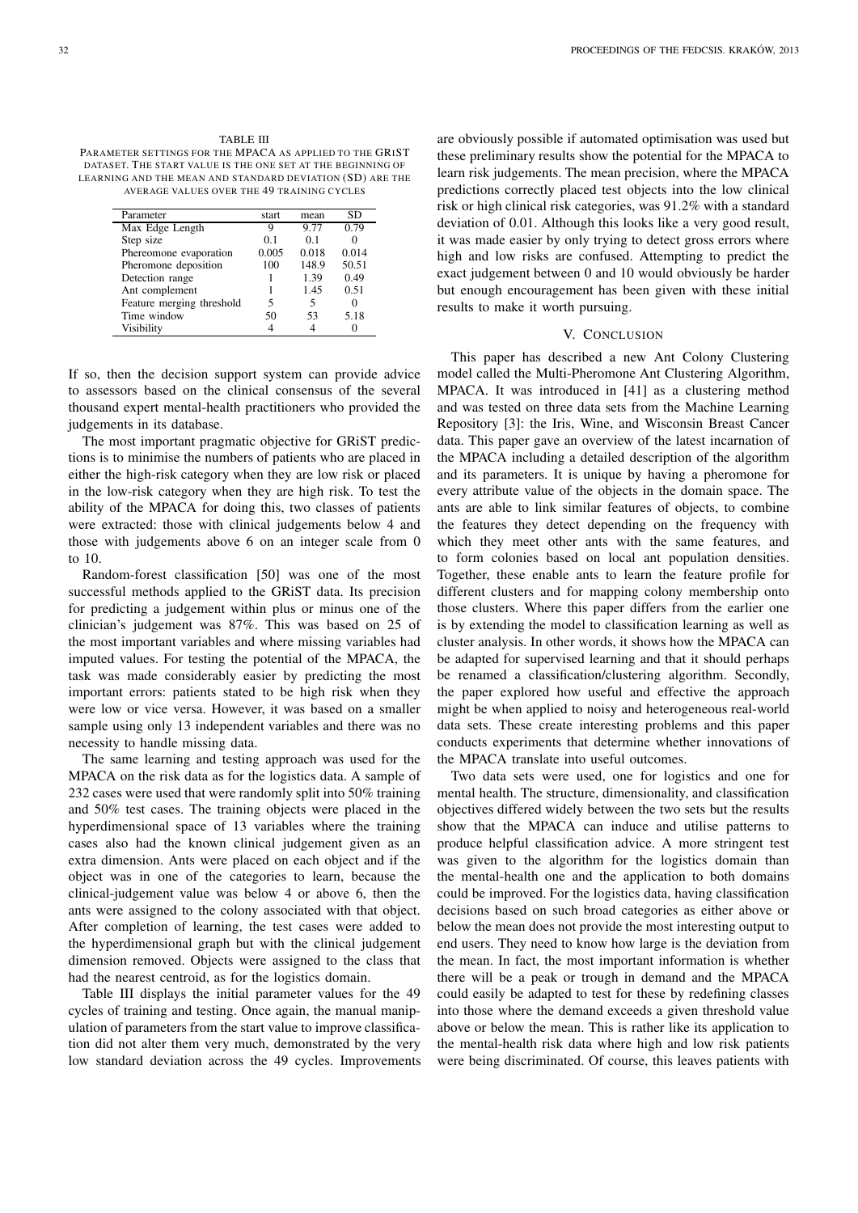TABLE III
PARAMETER SETTINGS FOR THE MPACA AS APPLIED TO THE GRIST DATASET. THE START VALUE IS THE ONE SET AT THE BEGINNING OF LEARNING AND THE MEAN AND STANDARD DEVIATION (SD) ARE THE AVERAGE VALUES OVER THE 49 TRAINING CYCLES

| Parameter | start | mean | SD |
|---|---|---|---|
| Max Edge Length | 9 | 9.77 | 0.79 |
| Step size | 0.1 | 0.1 | 0 |
| Phereomone evaporation | 0.005 | 0.018 | 0.014 |
| Pheromone deposition | 100 | 148.9 | 50.51 |
| Detection range | 1 | 1.39 | 0.49 |
| Ant complement | 1 | 1.45 | 0.51 |
| Feature merging threshold | 5 | 5 | 0 |
| Time window | 50 | 53 | 5.18 |
| Visibility | 4 | 4 | 0 |

If so, then the decision support system can provide advice to assessors based on the clinical consensus of the several thousand expert mental-health practitioners who provided the judgements in its database.

The most important pragmatic objective for GRiST predictions is to minimise the numbers of patients who are placed in either the high-risk category when they are low risk or placed in the low-risk category when they are high risk. To test the ability of the MPACA for doing this, two classes of patients were extracted: those with clinical judgements below 4 and those with judgements above 6 on an integer scale from 0 to 10.

Random-forest classification [50] was one of the most successful methods applied to the GRiST data. Its precision for predicting a judgement within plus or minus one of the clinician's judgement was 87%. This was based on 25 of the most important variables and where missing variables had imputed values. For testing the potential of the MPACA, the task was made considerably easier by predicting the most important errors: patients stated to be high risk when they were low or vice versa. However, it was based on a smaller sample using only 13 independent variables and there was no necessity to handle missing data.

The same learning and testing approach was used for the MPACA on the risk data as for the logistics data. A sample of 232 cases were used that were randomly split into 50% training and 50% test cases. The training objects were placed in the hyperdimensional space of 13 variables where the training cases also had the known clinical judgement given as an extra dimension. Ants were placed on each object and if the object was in one of the categories to learn, because the clinical-judgement value was below 4 or above 6, then the ants were assigned to the colony associated with that object. After completion of learning, the test cases were added to the hyperdimensional graph but with the clinical judgement dimension removed. Objects were assigned to the class that had the nearest centroid, as for the logistics domain.

Table III displays the initial parameter values for the 49 cycles of training and testing. Once again, the manual manipulation of parameters from the start value to improve classification did not alter them very much, demonstrated by the very low standard deviation across the 49 cycles. Improvements are obviously possible if automated optimisation was used but these preliminary results show the potential for the MPACA to learn risk judgements. The mean precision, where the MPACA predictions correctly placed test objects into the low clinical risk or high clinical risk categories, was 91.2% with a standard deviation of 0.01. Although this looks like a very good result, it was made easier by only trying to detect gross errors where high and low risks are confused. Attempting to predict the exact judgement between 0 and 10 would obviously be harder but enough encouragement has been given with these initial results to make it worth pursuing.

## V. CONCLUSION

This paper has described a new Ant Colony Clustering model called the Multi-Pheromone Ant Clustering Algorithm, MPACA. It was introduced in [41] as a clustering method and was tested on three data sets from the Machine Learning Repository [3]: the Iris, Wine, and Wisconsin Breast Cancer data. This paper gave an overview of the latest incarnation of the MPACA including a detailed description of the algorithm and its parameters. It is unique by having a pheromone for every attribute value of the objects in the domain space. The ants are able to link similar features of objects, to combine the features they detect depending on the frequency with which they meet other ants with the same features, and to form colonies based on local ant population densities. Together, these enable ants to learn the feature profile for different clusters and for mapping colony membership onto those clusters. Where this paper differs from the earlier one is by extending the model to classification learning as well as cluster analysis. In other words, it shows how the MPACA can be adapted for supervised learning and that it should perhaps be renamed a classification/clustering algorithm. Secondly, the paper explored how useful and effective the approach might be when applied to noisy and heterogeneous real-world data sets. These create interesting problems and this paper conducts experiments that determine whether innovations of the MPACA translate into useful outcomes.

Two data sets were used, one for logistics and one for mental health. The structure, dimensionality, and classification objectives differed widely between the two sets but the results show that the MPACA can induce and utilise patterns to produce helpful classification advice. A more stringent test was given to the algorithm for the logistics domain than the mental-health one and the application to both domains could be improved. For the logistics data, having classification decisions based on such broad categories as either above or below the mean does not provide the most interesting output to end users. They need to know how large is the deviation from the mean. In fact, the most important information is whether there will be a peak or trough in demand and the MPACA could easily be adapted to test for these by redefining classes into those where the demand exceeds a given threshold value above or below the mean. This is rather like its application to the mental-health risk data where high and low risk patients were being discriminated. Of course, this leaves patients with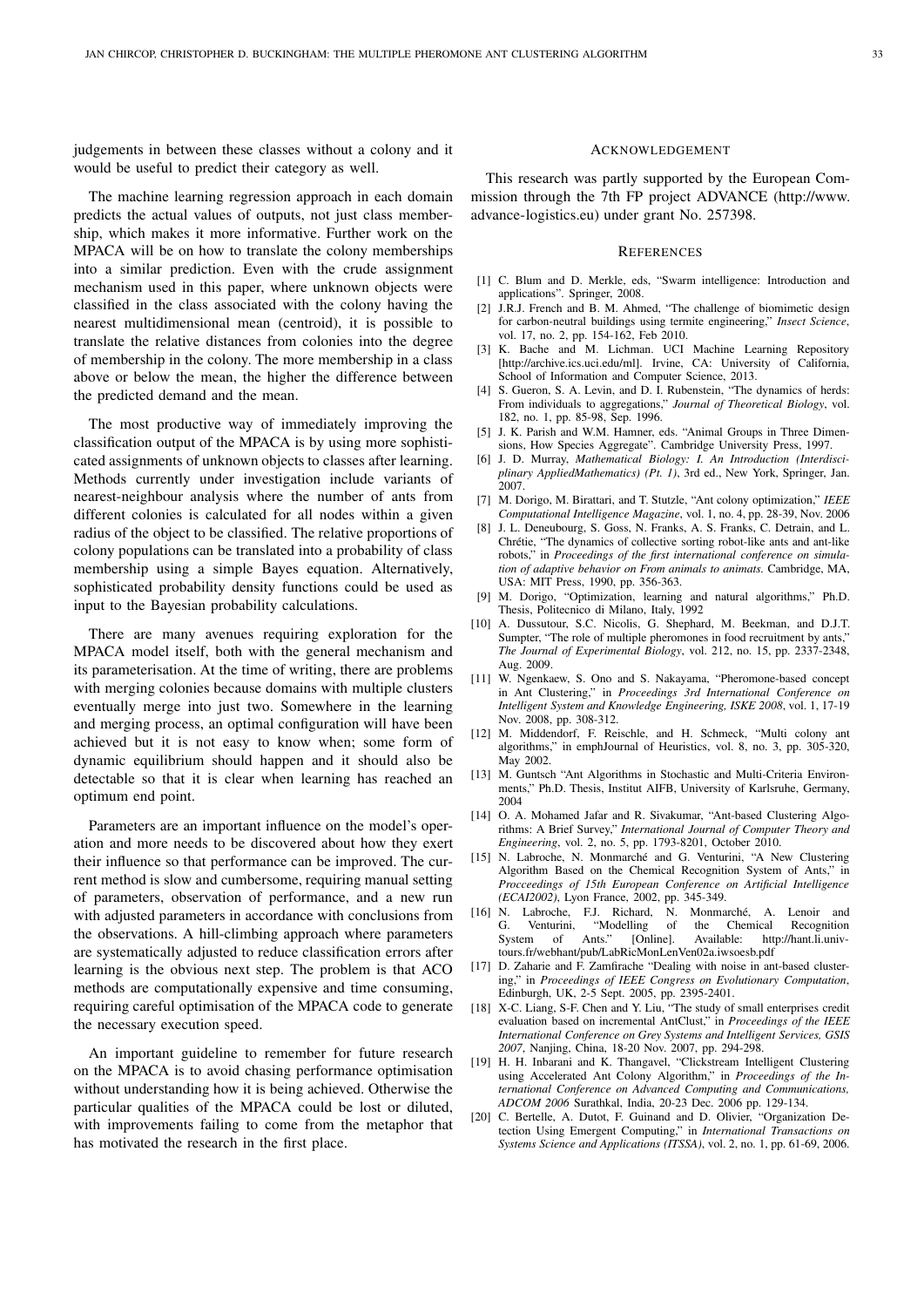judgements in between these classes without a colony and it would be useful to predict their category as well.

The machine learning regression approach in each domain predicts the actual values of outputs, not just class membership, which makes it more informative. Further work on the MPACA will be on how to translate the colony memberships into a similar prediction. Even with the crude assignment mechanism used in this paper, where unknown objects were classified in the class associated with the colony having the nearest multidimensional mean (centroid), it is possible to translate the relative distances from colonies into the degree of membership in the colony. The more membership in a class above or below the mean, the higher the difference between the predicted demand and the mean.

The most productive way of immediately improving the classification output of the MPACA is by using more sophisticated assignments of unknown objects to classes after learning. Methods currently under investigation include variants of nearest-neighbour analysis where the number of ants from different colonies is calculated for all nodes within a given radius of the object to be classified. The relative proportions of colony populations can be translated into a probability of class membership using a simple Bayes equation. Alternatively, sophisticated probability density functions could be used as input to the Bayesian probability calculations.

There are many avenues requiring exploration for the MPACA model itself, both with the general mechanism and its parameterisation. At the time of writing, there are problems with merging colonies because domains with multiple clusters eventually merge into just two. Somewhere in the learning and merging process, an optimal configuration will have been achieved but it is not easy to know when; some form of dynamic equilibrium should happen and it should also be detectable so that it is clear when learning has reached an optimum end point.

Parameters are an important influence on the model's operation and more needs to be discovered about how they exert their influence so that performance can be improved. The current method is slow and cumbersome, requiring manual setting of parameters, observation of performance, and a new run with adjusted parameters in accordance with conclusions from the observations. A hill-climbing approach where parameters are systematically adjusted to reduce classification errors after learning is the obvious next step. The problem is that ACO methods are computationally expensive and time consuming, requiring careful optimisation of the MPACA code to generate the necessary execution speed.

An important guideline to remember for future research on the MPACA is to avoid chasing performance optimisation without understanding how it is being achieved. Otherwise the particular qualities of the MPACA could be lost or diluted, with improvements failing to come from the metaphor that has motivated the research in the first place.

## Acknowledgement

This research was partly supported by the European Commission through the 7th FP project ADVANCE (http://www.advance-logistics.eu) under grant No. 257398.

## References

[1] C. Blum and D. Merkle, eds, "Swarm intelligence: Introduction and applications". Springer, 2008.

[2] J.R.J. French and B. M. Ahmed, "The challenge of biomimetic design for carbon-neutral buildings using termite engineering," *Insect Science*, vol. 17, no. 2, pp. 154-162, Feb 2010.

[3] K. Bache and M. Lichman. UCI Machine Learning Repository [http://archive.ics.uci.edu/ml]. Irvine, CA: University of California, School of Information and Computer Science, 2013.

[4] S. Gueron, S. A. Levin, and D. I. Rubenstein, "The dynamics of herds: From individuals to aggregations," *Journal of Theoretical Biology*, vol. 182, no. 1, pp. 85-98, Sep. 1996.

[5] J. K. Parish and W.M. Hamner, eds. "Animal Groups in Three Dimensions, How Species Aggregate". Cambridge University Press, 1997.

[6] J. D. Murray, *Mathematical Biology: I. An Introduction (Interdisciplinary AppliedMathematics) (Pt. 1)*, 3rd ed., New York, Springer, Jan. 2007.

[7] M. Dorigo, M. Birattari, and T. Stutzle, "Ant colony optimization," *IEEE Computational Intelligence Magazine*, vol. 1, no. 4, pp. 28-39, Nov. 2006

[8] J. L. Deneubourg, S. Goss, N. Franks, A. S. Franks, C. Detrain, and L. Chrétie, "The dynamics of collective sorting robot-like ants and ant-like robots," in *Proceedings of the first international conference on simulation of adaptive behavior on From animals to animats.* Cambridge, MA, USA: MIT Press, 1990, pp. 356-363.

[9] M. Dorigo, "Optimization, learning and natural algorithms," Ph.D. Thesis, Politecnico di Milano, Italy, 1992

[10] A. Dussutour, S.C. Nicolis, G. Shephard, M. Beekman, and D.J.T. Sumpter, "The role of multiple pheromones in food recruitment by ants," *The Journal of Experimental Biology*, vol. 212, no. 15, pp. 2337-2348, Aug. 2009.

[11] W. Ngenkaew, S. Ono and S. Nakayama, "Pheromone-based concept in Ant Clustering," in *Proceedings 3rd International Conference on Intelligent System and Knowledge Engineering, ISKE 2008*, vol. 1, 17-19 Nov. 2008, pp. 308-312.

[12] M. Middendorf, F. Reischle, and H. Schmeck, "Multi colony ant algorithms," in emphJournal of Heuristics, vol. 8, no. 3, pp. 305-320, May 2002.

[13] M. Guntsch "Ant Algorithms in Stochastic and Multi-Criteria Environments," Ph.D. Thesis, Institut AIFB, University of Karlsruhe, Germany, 2004

[14] O. A. Mohamed Jafar and R. Sivakumar, "Ant-based Clustering Algorithms: A Brief Survey," *International Journal of Computer Theory and Engineering*, vol. 2, no. 5, pp. 1793-8201, October 2010.

[15] N. Labroche, N. Monmarché and G. Venturini, "A New Clustering Algorithm Based on the Chemical Recognition System of Ants," in *Procceedings of 15th European Conference on Artificial Intelligence (ECAI2002)*, Lyon France, 2002, pp. 345-349.

[16] N. Labroche, F.J. Richard, N. Monmarché, A. Lenoir and G. Venturini, "Modelling of the Chemical Recognition System of Ants." [Online]. Available: http://hant.li.univ-tours.fr/webhant/pub/LabRicMonLenVen02a.iwsoesb.pdf

[17] D. Zaharie and F. Zamfirache "Dealing with noise in ant-based clustering," in *Proceedings of IEEE Congress on Evolutionary Computation*, Edinburgh, UK, 2-5 Sept. 2005, pp. 2395-2401.

[18] X-C. Liang, S-F. Chen and Y. Liu, "The study of small enterprises credit evaluation based on incremental AntClust," in *Proceedings of the IEEE International Conference on Grey Systems and Intelligent Services, GSIS 2007*, Nanjing, China, 18-20 Nov. 2007, pp. 294-298.

[19] H. H. Inbarani and K. Thangavel, "Clickstream Intelligent Clustering using Accelerated Ant Colony Algorithm," in *Proceedings of the International Conference on Advanced Computing and Communications, ADCOM 2006* Surathkal, India, 20-23 Dec. 2006 pp. 129-134.

[20] C. Bertelle, A. Dutot, F. Guinand and D. Olivier, "Organization Detection Using Emergent Computing," in *International Transactions on Systems Science and Applications (ITSSA)*, vol. 2, no. 1, pp. 61-69, 2006.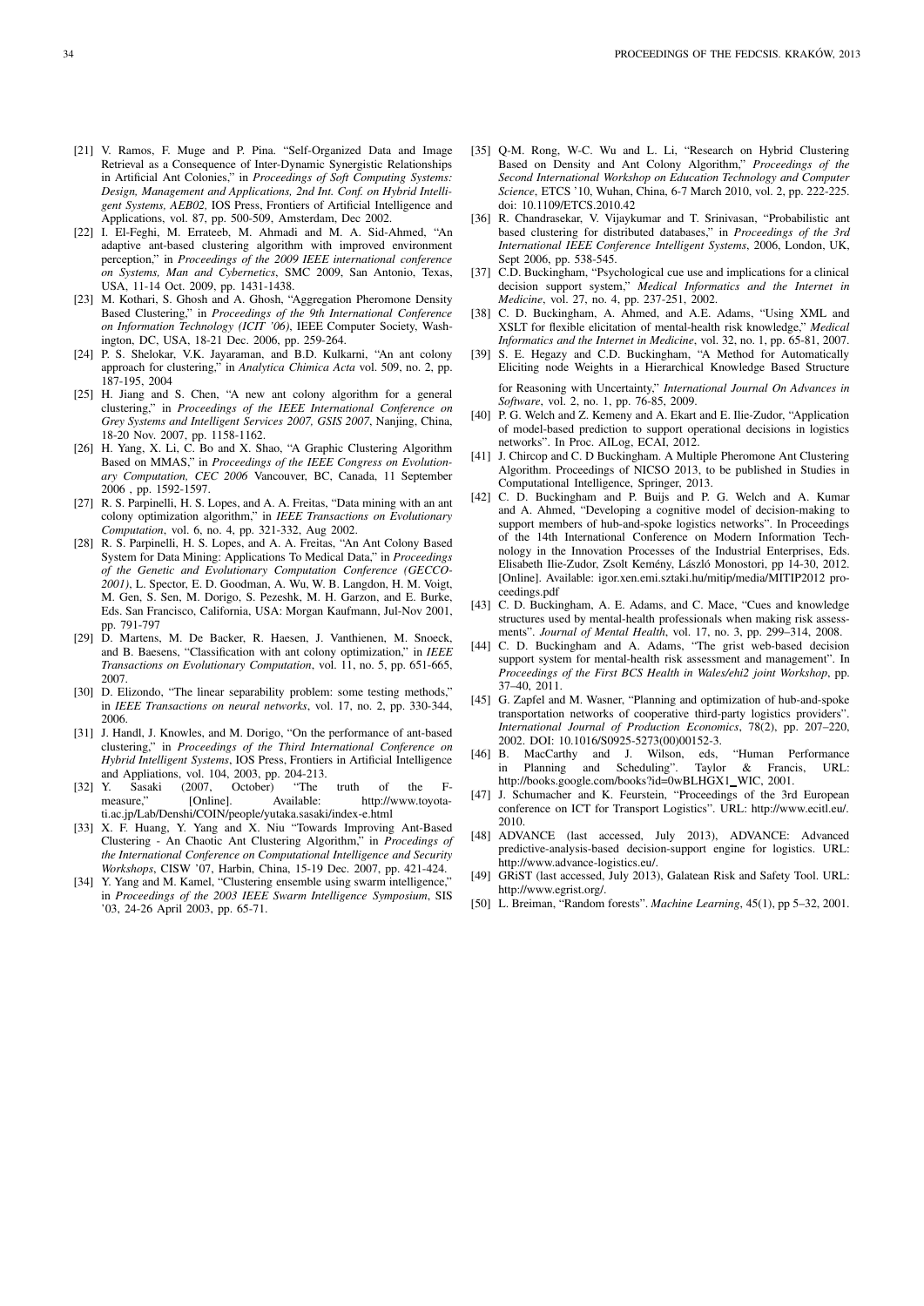[21] V. Ramos, F. Muge and P. Pina. "Self-Organized Data and Image Retrieval as a Consequence of Inter-Dynamic Synergistic Relationships in Artificial Ant Colonies," in *Proceedings of Soft Computing Systems: Design, Management and Applications, 2nd Int. Conf. on Hybrid Intelligent Systems, AEB02,* IOS Press, Frontiers of Artificial Intelligence and Applications, vol. 87, pp. 500-509, Amsterdam, Dec 2002.

[22] I. El-Feghi, M. Errateeb, M. Ahmadi and M. A. Sid-Ahmed, "An adaptive ant-based clustering algorithm with improved environment perception," in *Proceedings of the 2009 IEEE international conference on Systems, Man and Cybernetics*, SMC 2009, San Antonio, Texas, USA, 11-14 Oct. 2009, pp. 1431-1438.

[23] M. Kothari, S. Ghosh and A. Ghosh, "Aggregation Pheromone Density Based Clustering," in *Proceedings of the 9th International Conference on Information Technology (ICIT '06)*, IEEE Computer Society, Washington, DC, USA, 18-21 Dec. 2006, pp. 259-264.

[24] P. S. Shelokar, V.K. Jayaraman, and B.D. Kulkarni, "An ant colony approach for clustering," in *Analytica Chimica Acta* vol. 509, no. 2, pp. 187-195, 2004

[25] H. Jiang and S. Chen, "A new ant colony algorithm for a general clustering," in *Proceedings of the IEEE International Conference on Grey Systems and Intelligent Services 2007, GSIS 2007*, Nanjing, China, 18-20 Nov. 2007, pp. 1158-1162.

[26] H. Yang, X. Li, C. Bo and X. Shao, "A Graphic Clustering Algorithm Based on MMAS," in *Proceedings of the IEEE Congress on Evolutionary Computation, CEC 2006* Vancouver, BC, Canada, 11 September 2006 , pp. 1592-1597.

[27] R. S. Parpinelli, H. S. Lopes, and A. A. Freitas, "Data mining with an ant colony optimization algorithm," in *IEEE Transactions on Evolutionary Computation*, vol. 6, no. 4, pp. 321-332, Aug 2002.

[28] R. S. Parpinelli, H. S. Lopes, and A. A. Freitas, "An Ant Colony Based System for Data Mining: Applications To Medical Data," in *Proceedings of the Genetic and Evolutionary Computation Conference (GECCO-2001)*, L. Spector, E. D. Goodman, A. Wu, W. B. Langdon, H. M. Voigt, M. Gen, S. Sen, M. Dorigo, S. Pezeshk, M. H. Garzon, and E. Burke, Eds. San Francisco, California, USA: Morgan Kaufmann, Jul-Nov 2001, pp. 791-797

[29] D. Martens, M. De Backer, R. Haesen, J. Vanthienen, M. Snoeck, and B. Baesens, "Classification with ant colony optimization," in *IEEE Transactions on Evolutionary Computation*, vol. 11, no. 5, pp. 651-665, 2007.

[30] D. Elizondo, "The linear separability problem: some testing methods," in *IEEE Transactions on neural networks*, vol. 17, no. 2, pp. 330-344, 2006.

[31] J. Handl, J. Knowles, and M. Dorigo, "On the performance of ant-based clustering," in *Proceedings of the Third International Conference on Hybrid Intelligent Systems*, IOS Press, Frontiers in Artificial Intelligence and Appliations, vol. 104, 2003, pp. 204-213.

[32] Y. Sasaki (2007, October) "The truth of the F-measure," [Online]. Available: http://www.toyota-ti.ac.jp/Lab/Denshi/COIN/people/yutaka.sasaki/index-e.html

[33] X. F. Huang, Y. Yang and X. Niu "Towards Improving Ant-Based Clustering - An Chaotic Ant Clustering Algorithm," in *Procedings of the International Conference on Computational Intelligence and Security Workshops*, CISW '07, Harbin, China, 15-19 Dec. 2007, pp. 421-424.

[34] Y. Yang and M. Kamel, "Clustering ensemble using swarm intelligence," in *Proceedings of the 2003 IEEE Swarm Intelligence Symposium*, SIS '03, 24-26 April 2003, pp. 65-71.

[35] Q-M. Rong, W-C. Wu and L. Li, "Research on Hybrid Clustering Based on Density and Ant Colony Algorithm," *Proceedings of the Second International Workshop on Education Technology and Computer Science*, ETCS '10, Wuhan, China, 6-7 March 2010, vol. 2, pp. 222-225. doi: 10.1109/ETCS.2010.42

[36] R. Chandrasekar, V. Vijaykumar and T. Srinivasan, "Probabilistic ant based clustering for distributed databases," in *Proceedings of the 3rd International IEEE Conference Intelligent Systems*, 2006, London, UK, Sept 2006, pp. 538-545.

[37] C.D. Buckingham, "Psychological cue use and implications for a clinical decision support system," *Medical Informatics and the Internet in Medicine*, vol. 27, no. 4, pp. 237-251, 2002.

[38] C. D. Buckingham, A. Ahmed, and A.E. Adams, "Using XML and XSLT for flexible elicitation of mental-health risk knowledge," *Medical Informatics and the Internet in Medicine*, vol. 32, no. 1, pp. 65-81, 2007.

[39] S. E. Hegazy and C.D. Buckingham, "A Method for Automatically Eliciting node Weights in a Hierarchical Knowledge Based Structure for Reasoning with Uncertainty," *International Journal On Advances in Software*, vol. 2, no. 1, pp. 76-85, 2009.

[40] P. G. Welch and Z. Kemeny and A. Ekart and E. Ilie-Zudor, "Application of model-based prediction to support operational decisions in logistics networks". In Proc. AILog, ECAI, 2012.

[41] J. Chircop and C. D Buckingham. A Multiple Pheromone Ant Clustering Algorithm. Proceedings of NICSO 2013, to be published in Studies in Computational Intelligence, Springer, 2013.

[42] C. D. Buckingham and P. Buijs and P. G. Welch and A. Kumar and A. Ahmed, "Developing a cognitive model of decision-making to support members of hub-and-spoke logistics networks". In Proceedings of the 14th International Conference on Modern Information Technology in the Innovation Processes of the Industrial Enterprises, Eds. Elisabeth Ilie-Zudor, Zsolt Kemény, László Monostori, pp 14-30, 2012. [Online]. Available: igor.xen.emi.sztaki.hu/mitip/media/MITIP2012 proceedings.pdf

[43] C. D. Buckingham, A. E. Adams, and C. Mace, "Cues and knowledge structures used by mental-health professionals when making risk assessments". *Journal of Mental Health*, vol. 17, no. 3, pp. 299–314, 2008.

[44] C. D. Buckingham and A. Adams, "The grist web-based decision support system for mental-health risk assessment and management". In *Proceedings of the First BCS Health in Wales/ehi2 joint Workshop*, pp. 37–40, 2011.

[45] G. Zapfel and M. Wasner, "Planning and optimization of hub-and-spoke transportation networks of cooperative third-party logistics providers". *International Journal of Production Economics*, 78(2), pp. 207–220, 2002. DOI: 10.1016/S0925-5273(00)00152-3.

[46] B. MacCarthy and J. Wilson, eds, "Human Performance in Planning and Scheduling". Taylor & Francis, URL: http://books.google.com/books?id=0wBLHGX1_WIC, 2001.

[47] J. Schumacher and K. Feurstein, "Proceedings of the 3rd European conference on ICT for Transport Logistics". URL: http://www.ecitl.eu/. 2010.

[48] ADVANCE (last accessed, July 2013), ADVANCE: Advanced predictive-analysis-based decision-support engine for logistics. URL: http://www.advance-logistics.eu/.

[49] GRiST (last accessed, July 2013), Galatean Risk and Safety Tool. URL: http://www.egrist.org/.

[50] L. Breiman, "Random forests". *Machine Learning*, 45(1), pp 5–32, 2001.